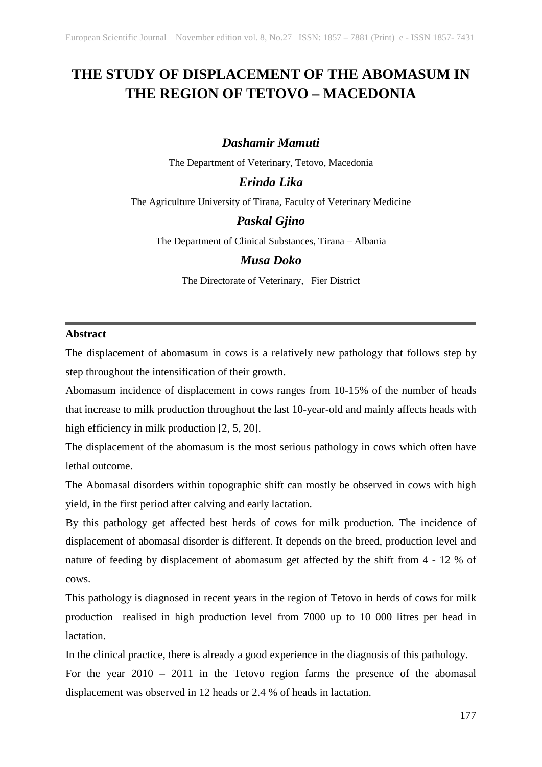# THE STUDY OF DISPLACEMENT OF THE ABOMASUM IN THE REGION OF TETOVO – MACEDONIA

***Dashamir Mamuti***

The Department of Veterinary, Tetovo, Macedonia

***Erinda Lika***

The Agriculture University of Tirana, Faculty of Veterinary Medicine

***Paskal Gjino***

The Department of Clinical Substances, Tirana – Albania

***Musa Doko***

The Directorate of Veterinary, Fier District

---

**Abstract**

The displacement of abomasum in cows is a relatively new pathology that follows step by step throughout the intensification of their growth.

Abomasum incidence of displacement in cows ranges from 10-15% of the number of heads that increase to milk production throughout the last 10-year-old and mainly affects heads with high efficiency in milk production [2, 5, 20].

The displacement of the abomasum is the most serious pathology in cows which often have lethal outcome.

The Abomasal disorders within topographic shift can mostly be observed in cows with high yield, in the first period after calving and early lactation.

By this pathology get affected best herds of cows for milk production. The incidence of displacement of abomasal disorder is different. It depends on the breed, production level and nature of feeding by displacement of abomasum get affected by the shift from 4 - 12 % of cows.

This pathology is diagnosed in recent years in the region of Tetovo in herds of cows for milk production realised in high production level from 7000 up to 10 000 litres per head in lactation.

In the clinical practice, there is already a good experience in the diagnosis of this pathology.

For the year 2010 – 2011 in the Tetovo region farms the presence of the abomasal displacement was observed in 12 heads or 2.4 % of heads in lactation.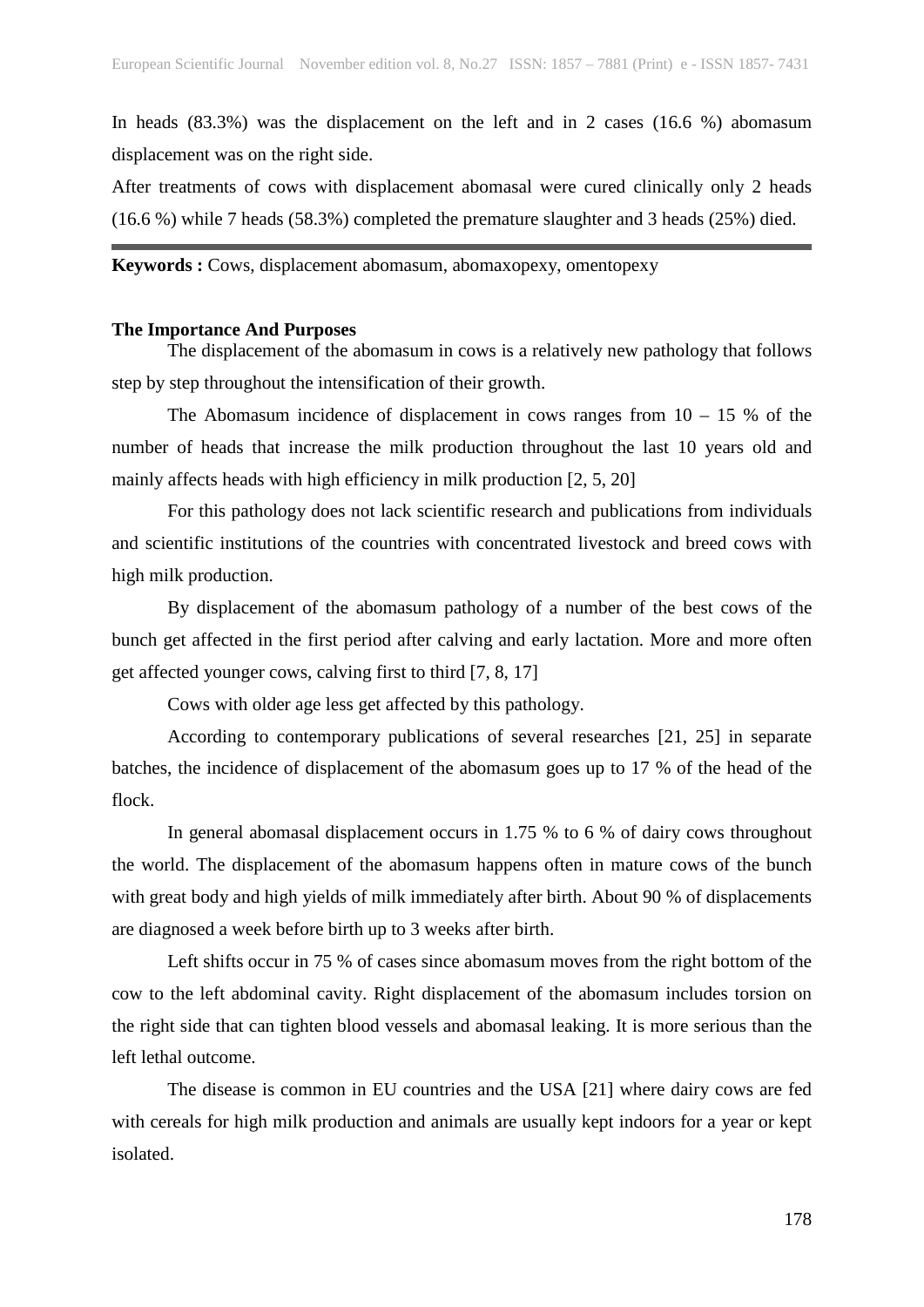In heads (83.3%) was the displacement on the left and in 2 cases (16.6 %) abomasum displacement was on the right side.

After treatments of cows with displacement abomasal were cured clinically only 2 heads (16.6 %) while 7 heads (58.3%) completed the premature slaughter and 3 heads (25%) died.

---

**Keywords :** Cows, displacement abomasum, abomaxopexy, omentopexy

**The Importance And Purposes**

The displacement of the abomasum in cows is a relatively new pathology that follows step by step throughout the intensification of their growth.

The Abomasum incidence of displacement in cows ranges from 10 – 15 % of the number of heads that increase the milk production throughout the last 10 years old and mainly affects heads with high efficiency in milk production [2, 5, 20]

For this pathology does not lack scientific research and publications from individuals and scientific institutions of the countries with concentrated livestock and breed cows with high milk production.

By displacement of the abomasum pathology of a number of the best cows of the bunch get affected in the first period after calving and early lactation. More and more often get affected younger cows, calving first to third [7, 8, 17]

Cows with older age less get affected by this pathology.

According to contemporary publications of several researches [21, 25] in separate batches, the incidence of displacement of the abomasum goes up to 17 % of the head of the flock.

In general abomasal displacement occurs in 1.75 % to 6 % of dairy cows throughout the world. The displacement of the abomasum happens often in mature cows of the bunch with great body and high yields of milk immediately after birth. About 90 % of displacements are diagnosed a week before birth up to 3 weeks after birth.

Left shifts occur in 75 % of cases since abomasum moves from the right bottom of the cow to the left abdominal cavity. Right displacement of the abomasum includes torsion on the right side that can tighten blood vessels and abomasal leaking. It is more serious than the left lethal outcome.

The disease is common in EU countries and the USA [21] where dairy cows are fed with cereals for high milk production and animals are usually kept indoors for a year or kept isolated.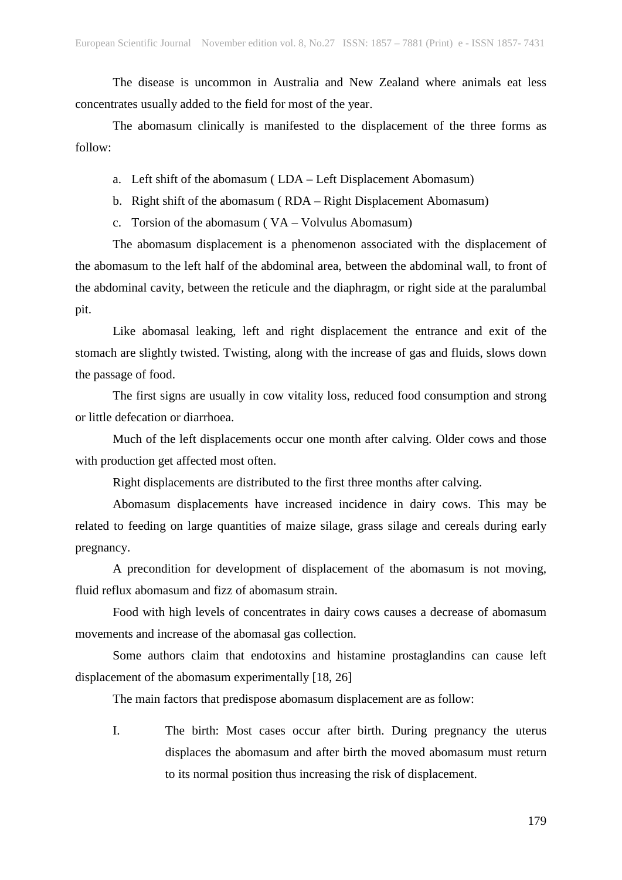The disease is uncommon in Australia and New Zealand where animals eat less concentrates usually added to the field for most of the year.

The abomasum clinically is manifested to the displacement of the three forms as follow:

a. Left shift of the abomasum ( LDA – Left Displacement Abomasum)
b. Right shift of the abomasum ( RDA – Right Displacement Abomasum)
c. Torsion of the abomasum ( VA – Volvulus Abomasum)

The abomasum displacement is a phenomenon associated with the displacement of the abomasum to the left half of the abdominal area, between the abdominal wall, to front of the abdominal cavity, between the reticule and the diaphragm, or right side at the paralumbal pit.

Like abomasal leaking, left and right displacement the entrance and exit of the stomach are slightly twisted. Twisting, along with the increase of gas and fluids, slows down the passage of food.

The first signs are usually in cow vitality loss, reduced food consumption and strong or little defecation or diarrhoea.

Much of the left displacements occur one month after calving. Older cows and those with production get affected most often.

Right displacements are distributed to the first three months after calving.

Abomasum displacements have increased incidence in dairy cows. This may be related to feeding on large quantities of maize silage, grass silage and cereals during early pregnancy.

A precondition for development of displacement of the abomasum is not moving, fluid reflux abomasum and fizz of abomasum strain.

Food with high levels of concentrates in dairy cows causes a decrease of abomasum movements and increase of the abomasal gas collection.

Some authors claim that endotoxins and histamine prostaglandins can cause left displacement of the abomasum experimentally [18, 26]

The main factors that predispose abomasum displacement are as follow:

I. The birth: Most cases occur after birth. During pregnancy the uterus displaces the abomasum and after birth the moved abomasum must return to its normal position thus increasing the risk of displacement.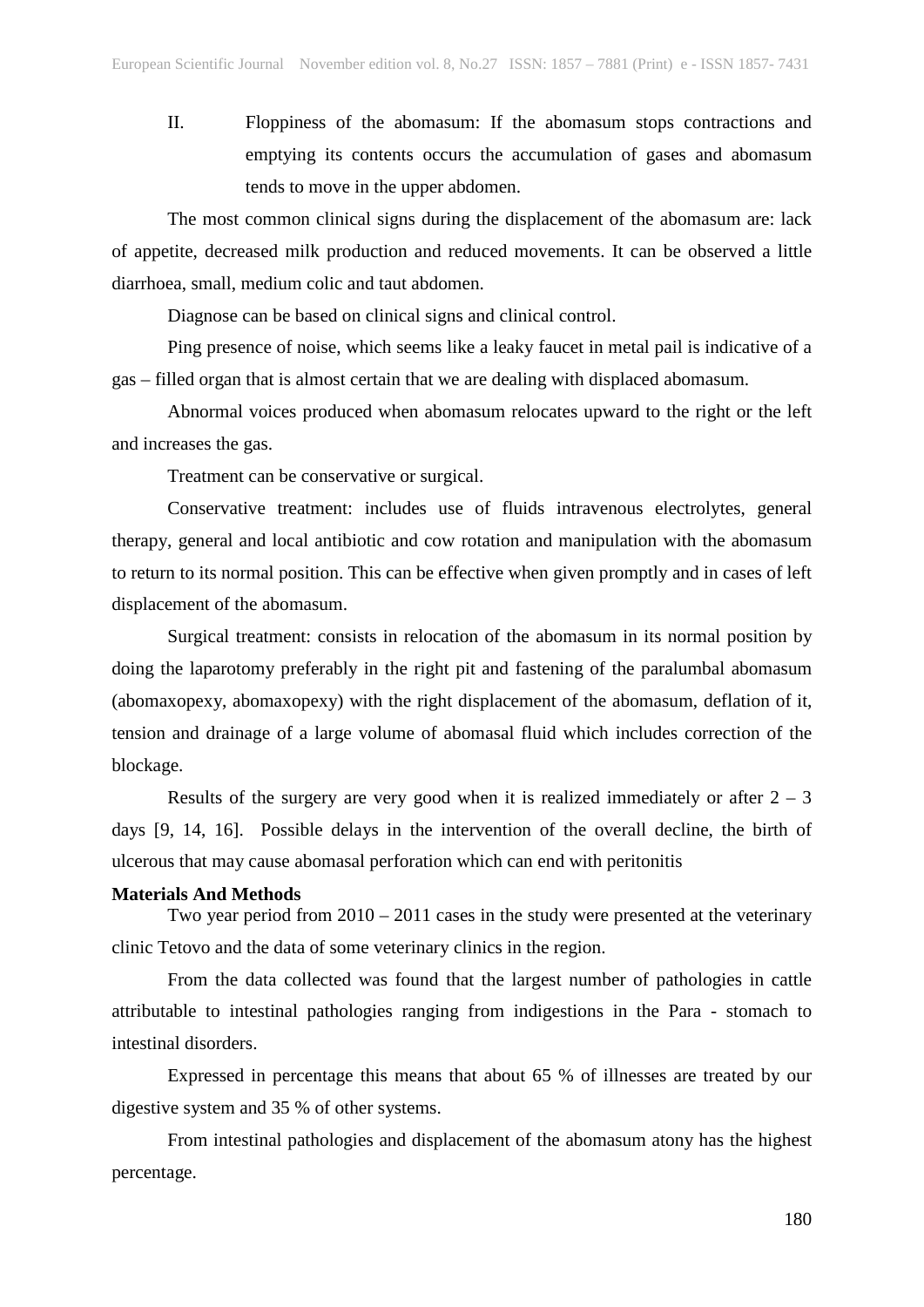II. Floppiness of the abomasum: If the abomasum stops contractions and emptying its contents occurs the accumulation of gases and abomasum tends to move in the upper abdomen.

The most common clinical signs during the displacement of the abomasum are: lack of appetite, decreased milk production and reduced movements. It can be observed a little diarrhoea, small, medium colic and taut abdomen.

Diagnose can be based on clinical signs and clinical control.

Ping presence of noise, which seems like a leaky faucet in metal pail is indicative of a gas – filled organ that is almost certain that we are dealing with displaced abomasum.

Abnormal voices produced when abomasum relocates upward to the right or the left and increases the gas.

Treatment can be conservative or surgical.

Conservative treatment: includes use of fluids intravenous electrolytes, general therapy, general and local antibiotic and cow rotation and manipulation with the abomasum to return to its normal position. This can be effective when given promptly and in cases of left displacement of the abomasum.

Surgical treatment: consists in relocation of the abomasum in its normal position by doing the laparotomy preferably in the right pit and fastening of the paralumbal abomasum (abomaxopexy, abomaxopexy) with the right displacement of the abomasum, deflation of it, tension and drainage of a large volume of abomasal fluid which includes correction of the blockage.

Results of the surgery are very good when it is realized immediately or after 2 – 3 days [9, 14, 16]. Possible delays in the intervention of the overall decline, the birth of ulcerous that may cause abomasal perforation which can end with peritonitis

**Materials And Methods**

Two year period from 2010 – 2011 cases in the study were presented at the veterinary clinic Tetovo and the data of some veterinary clinics in the region.

From the data collected was found that the largest number of pathologies in cattle attributable to intestinal pathologies ranging from indigestions in the Para - stomach to intestinal disorders.

Expressed in percentage this means that about 65 % of illnesses are treated by our digestive system and 35 % of other systems.

From intestinal pathologies and displacement of the abomasum atony has the highest percentage.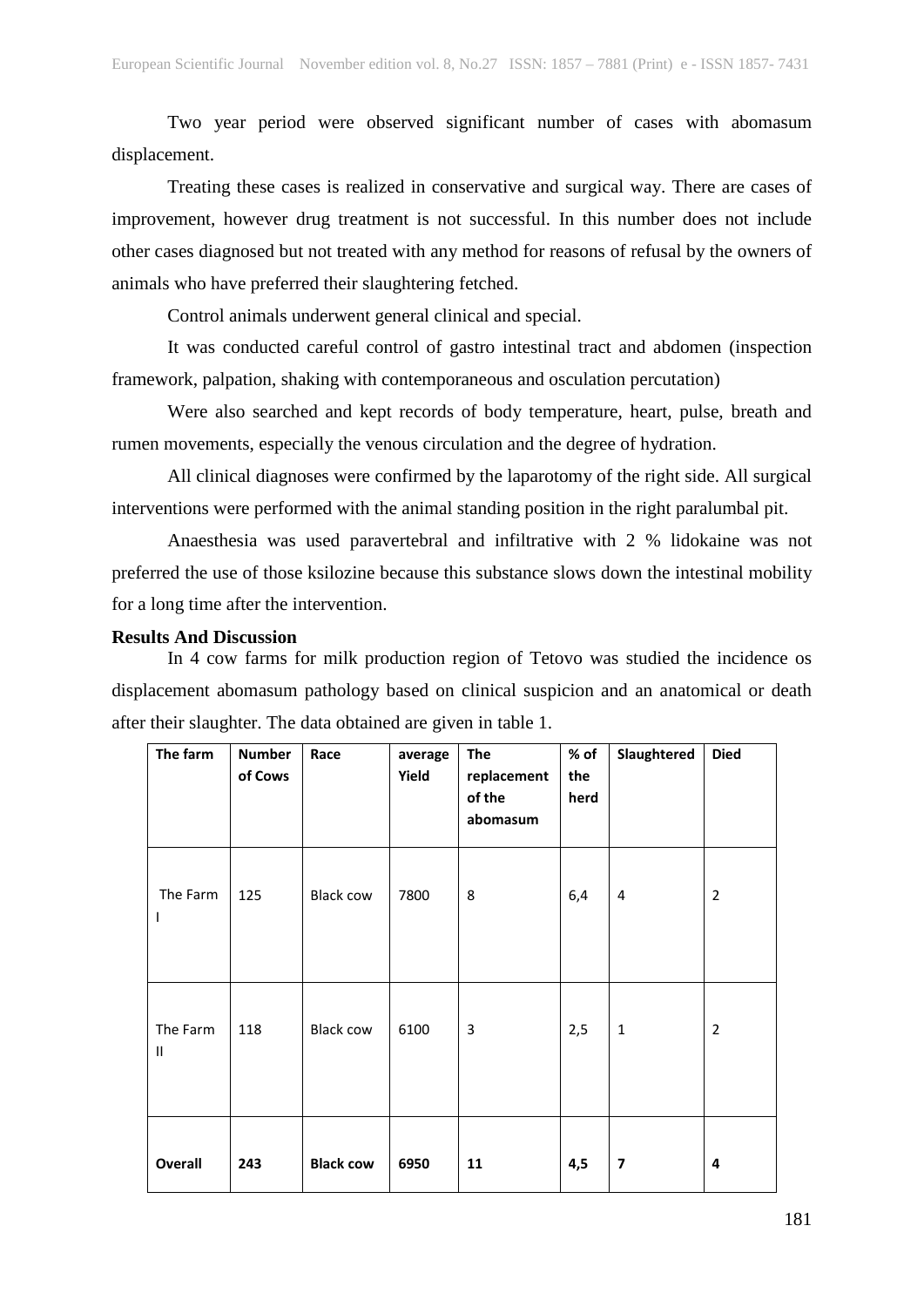Two year period were observed significant number of cases with abomasum displacement.

Treating these cases is realized in conservative and surgical way. There are cases of improvement, however drug treatment is not successful. In this number does not include other cases diagnosed but not treated with any method for reasons of refusal by the owners of animals who have preferred their slaughtering fetched.

Control animals underwent general clinical and special.

It was conducted careful control of gastro intestinal tract and abdomen (inspection framework, palpation, shaking with contemporaneous and osculation percutation)

Were also searched and kept records of body temperature, heart, pulse, breath and rumen movements, especially the venous circulation and the degree of hydration.

All clinical diagnoses were confirmed by the laparotomy of the right side. All surgical interventions were performed with the animal standing position in the right paralumbal pit.

Anaesthesia was used paravertebral and infiltrative with 2 % lidokaine was not preferred the use of those ksilozine because this substance slows down the intestinal mobility for a long time after the intervention.

**Results And Discussion**

In 4 cow farms for milk production region of Tetovo was studied the incidence os displacement abomasum pathology based on clinical suspicion and an anatomical or death after their slaughter. The data obtained are given in table 1.

| The farm | Number of Cows | Race | average Yield | The replacement of the abomasum | % of the herd | Slaughtered | Died |
|---|---|---|---|---|---|---|---|
| The Farm I | 125 | Black cow | 7800 | 8 | 6,4 | 4 | 2 |
| The Farm II | 118 | Black cow | 6100 | 3 | 2,5 | 1 | 2 |
| **Overall** | **243** | **Black cow** | **6950** | **11** | **4,5** | **7** | **4** |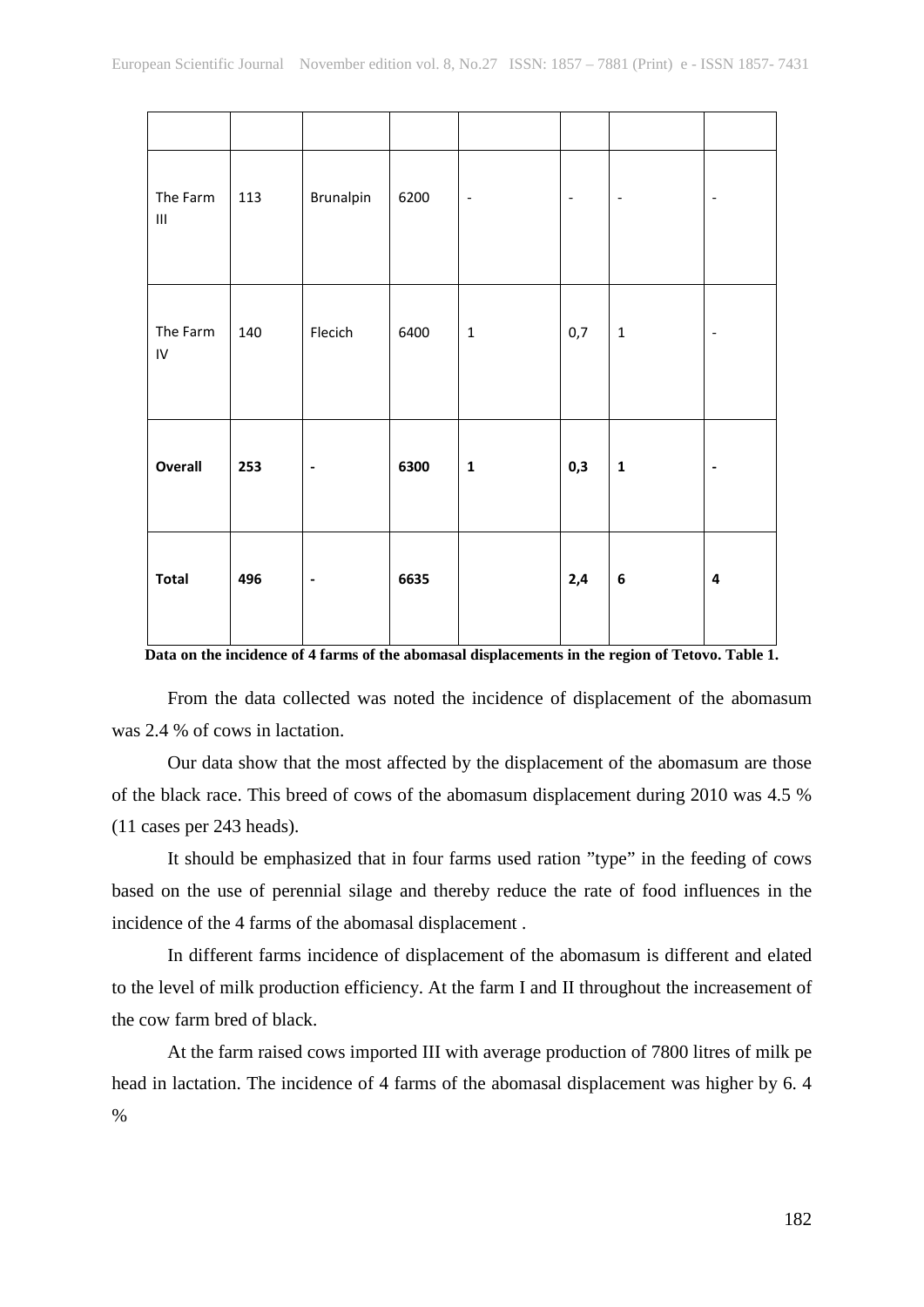| | | | | | | | |
|---|---|---|---|---|---|---|---|
| The Farm III | 113 | Brunalpin | 6200 | - | - | - | - |
| The Farm IV | 140 | Flecich | 6400 | 1 | 0,7 | 1 | - |
| **Overall** | **253** | **-** | **6300** | **1** | **0,3** | **1** | **-** |
| **Total** | **496** | **-** | **6635** | | **2,4** | **6** | **4** |

**Data on the incidence of 4 farms of the abomasal displacements in the region of Tetovo. Table 1.**

From the data collected was noted the incidence of displacement of the abomasum was 2.4 % of cows in lactation.

Our data show that the most affected by the displacement of the abomasum are those of the black race. This breed of cows of the abomasum displacement during 2010 was 4.5 % (11 cases per 243 heads).

It should be emphasized that in four farms used ration "type" in the feeding of cows based on the use of perennial silage and thereby reduce the rate of food influences in the incidence of the 4 farms of the abomasal displacement .

In different farms incidence of displacement of the abomasum is different and elated to the level of milk production efficiency. At the farm I and II throughout the increasement of the cow farm bred of black.

At the farm raised cows imported III with average production of 7800 litres of milk pe head in lactation. The incidence of 4 farms of the abomasal displacement was higher by 6. 4 %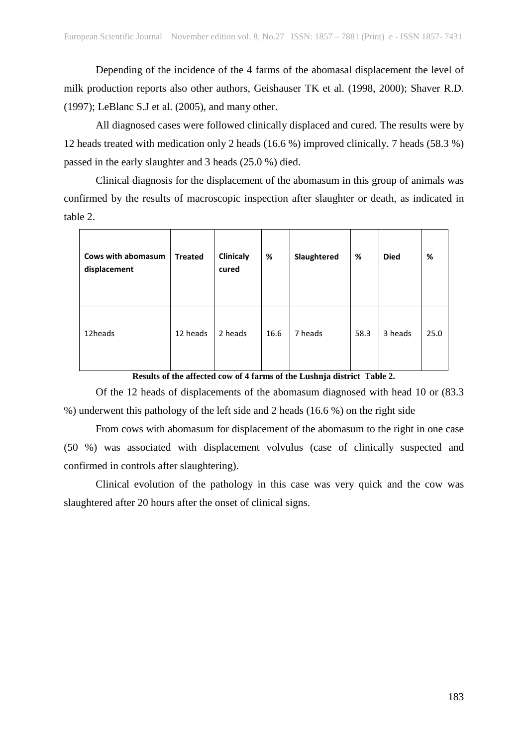Depending of the incidence of the 4 farms of the abomasal displacement the level of milk production reports also other authors, Geishauser TK et al. (1998, 2000); Shaver R.D. (1997); LeBlanc S.J et al. (2005), and many other.

All diagnosed cases were followed clinically displaced and cured. The results were by 12 heads treated with medication only 2 heads (16.6 %) improved clinically. 7 heads (58.3 %) passed in the early slaughter and 3 heads (25.0 %) died.

Clinical diagnosis for the displacement of the abomasum in this group of animals was confirmed by the results of macroscopic inspection after slaughter or death, as indicated in table 2.

| Cows with abomasum displacement | Treated | Clinicaly cured | % | Slaughtered | % | Died | % |
|---|---|---|---|---|---|---|---|
| 12heads | 12 heads | 2 heads | 16.6 | 7 heads | 58.3 | 3 heads | 25.0 |

**Results of the affected cow of 4 farms of the Lushnja district Table 2.**

Of the 12 heads of displacements of the abomasum diagnosed with head 10 or (83.3 %) underwent this pathology of the left side and 2 heads (16.6 %) on the right side

From cows with abomasum for displacement of the abomasum to the right in one case (50 %) was associated with displacement volvulus (case of clinically suspected and confirmed in controls after slaughtering).

Clinical evolution of the pathology in this case was very quick and the cow was slaughtered after 20 hours after the onset of clinical signs.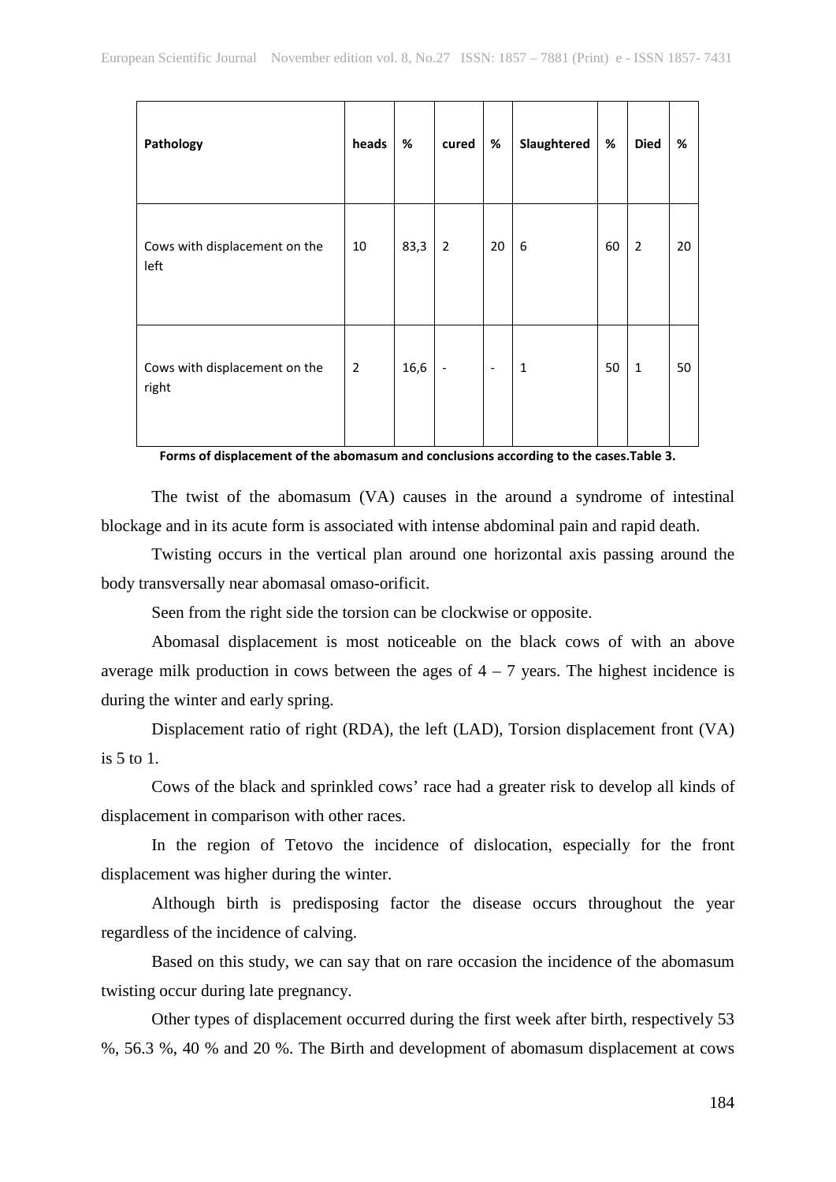| Pathology | heads | % | cured | % | Slaughtered | % | Died | % |
|---|---|---|---|---|---|---|---|---|
| Cows with displacement on the left | 10 | 83,3 | 2 | 20 | 6 | 60 | 2 | 20 |
| Cows with displacement on the right | 2 | 16,6 | - | - | 1 | 50 | 1 | 50 |

**Forms of displacement of the abomasum and conclusions according to the cases.Table 3.**

The twist of the abomasum (VA) causes in the around a syndrome of intestinal blockage and in its acute form is associated with intense abdominal pain and rapid death.

Twisting occurs in the vertical plan around one horizontal axis passing around the body transversally near abomasal omaso-orificit.

Seen from the right side the torsion can be clockwise or opposite.

Abomasal displacement is most noticeable on the black cows of with an above average milk production in cows between the ages of 4 – 7 years. The highest incidence is during the winter and early spring.

Displacement ratio of right (RDA), the left (LAD), Torsion displacement front (VA) is 5 to 1.

Cows of the black and sprinkled cows' race had a greater risk to develop all kinds of displacement in comparison with other races.

In the region of Tetovo the incidence of dislocation, especially for the front displacement was higher during the winter.

Although birth is predisposing factor the disease occurs throughout the year regardless of the incidence of calving.

Based on this study, we can say that on rare occasion the incidence of the abomasum twisting occur during late pregnancy.

Other types of displacement occurred during the first week after birth, respectively 53 %, 56.3 %, 40 % and 20 %. The Birth and development of abomasum displacement at cows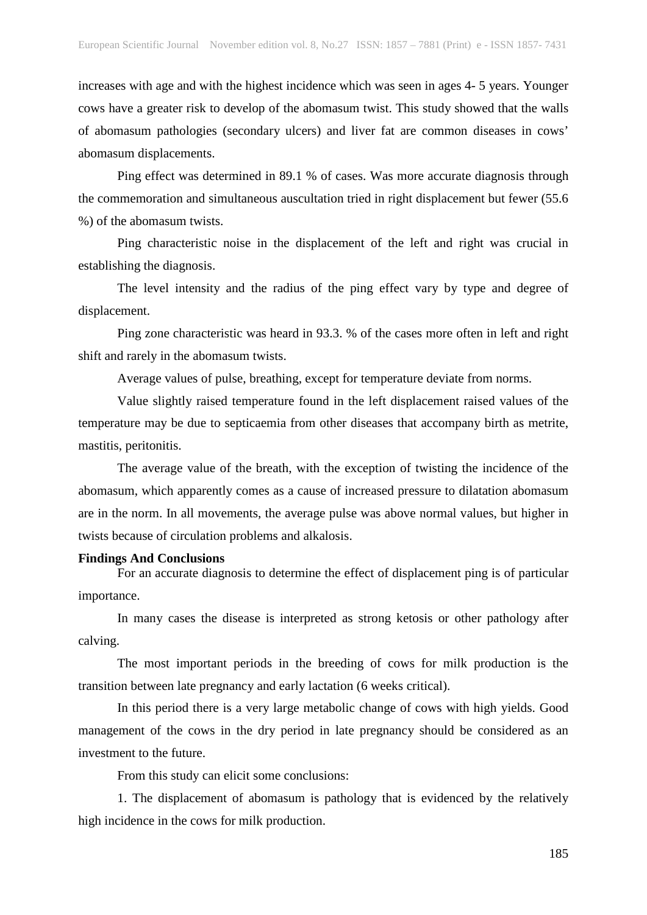increases with age and with the highest incidence which was seen in ages 4- 5 years. Younger cows have a greater risk to develop of the abomasum twist. This study showed that the walls of abomasum pathologies (secondary ulcers) and liver fat are common diseases in cows' abomasum displacements.

Ping effect was determined in 89.1 % of cases. Was more accurate diagnosis through the commemoration and simultaneous auscultation tried in right displacement but fewer (55.6 %) of the abomasum twists.

Ping characteristic noise in the displacement of the left and right was crucial in establishing the diagnosis.

The level intensity and the radius of the ping effect vary by type and degree of displacement.

Ping zone characteristic was heard in 93.3. % of the cases more often in left and right shift and rarely in the abomasum twists.

Average values of pulse, breathing, except for temperature deviate from norms.

Value slightly raised temperature found in the left displacement raised values of the temperature may be due to septicaemia from other diseases that accompany birth as metrite, mastitis, peritonitis.

The average value of the breath, with the exception of twisting the incidence of the abomasum, which apparently comes as a cause of increased pressure to dilatation abomasum are in the norm. In all movements, the average pulse was above normal values, but higher in twists because of circulation problems and alkalosis.

**Findings And Conclusions**

For an accurate diagnosis to determine the effect of displacement ping is of particular importance.

In many cases the disease is interpreted as strong ketosis or other pathology after calving.

The most important periods in the breeding of cows for milk production is the transition between late pregnancy and early lactation (6 weeks critical).

In this period there is a very large metabolic change of cows with high yields. Good management of the cows in the dry period in late pregnancy should be considered as an investment to the future.

From this study can elicit some conclusions:

1. The displacement of abomasum is pathology that is evidenced by the relatively high incidence in the cows for milk production.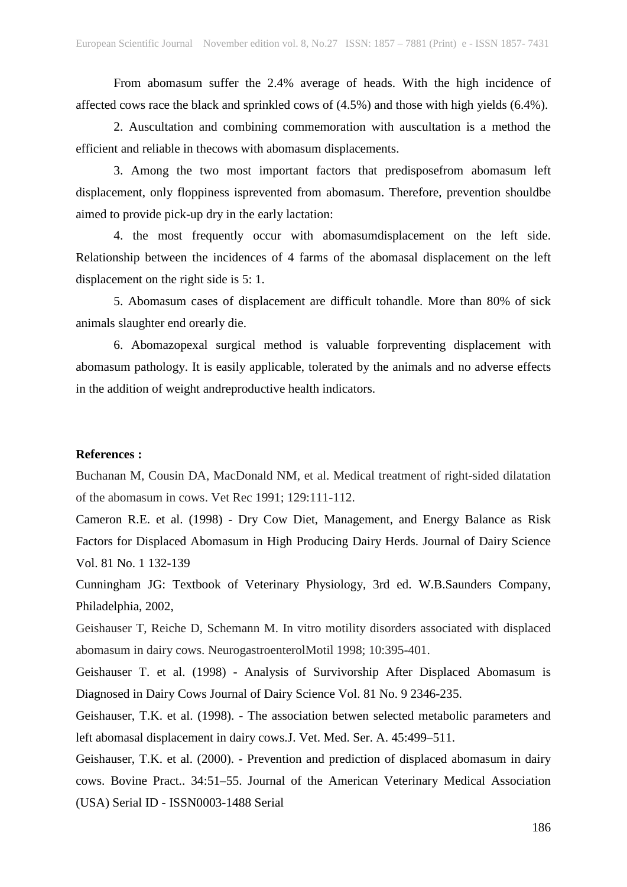From abomasum suffer the 2.4% average of heads. With the high incidence of affected cows race the black and sprinkled cows of (4.5%) and those with high yields (6.4%).

2. Auscultation and combining commemoration with auscultation is a method the efficient and reliable in thecows with abomasum displacements.

3. Among the two most important factors that predisposefrom abomasum left displacement, only floppiness isprevented from abomasum. Therefore, prevention shouldbe aimed to provide pick-up dry in the early lactation:

4. the most frequently occur with abomasumdisplacement on the left side. Relationship between the incidences of 4 farms of the abomasal displacement on the left displacement on the right side is 5: 1.

5. Abomasum cases of displacement are difficult tohandle. More than 80% of sick animals slaughter end orearly die.

6. Abomazopexal surgical method is valuable forpreventing displacement with abomasum pathology. It is easily applicable, tolerated by the animals and no adverse effects in the addition of weight andreproductive health indicators.

**References :**

Buchanan M, Cousin DA, MacDonald NM, et al. Medical treatment of right-sided dilatation of the abomasum in cows. Vet Rec 1991; 129:111-112.

Cameron R.E. et al. (1998) - Dry Cow Diet, Management, and Energy Balance as Risk Factors for Displaced Abomasum in High Producing Dairy Herds. Journal of Dairy Science Vol. 81 No. 1 132-139

Cunningham JG: Textbook of Veterinary Physiology, 3rd ed. W.B.Saunders Company, Philadelphia, 2002,

Geishauser T, Reiche D, Schemann M. In vitro motility disorders associated with displaced abomasum in dairy cows. NeurogastroenterolMotil 1998; 10:395-401.

Geishauser T. et al. (1998) - Analysis of Survivorship After Displaced Abomasum is Diagnosed in Dairy Cows Journal of Dairy Science Vol. 81 No. 9 2346-235.

Geishauser, T.K. et al. (1998). - The association betwen selected metabolic parameters and left abomasal displacement in dairy cows.J. Vet. Med. Ser. A. 45:499–511.

Geishauser, T.K. et al. (2000). - Prevention and prediction of displaced abomasum in dairy cows. Bovine Pract.. 34:51–55. Journal of the American Veterinary Medical Association (USA) Serial ID - ISSN0003-1488 Serial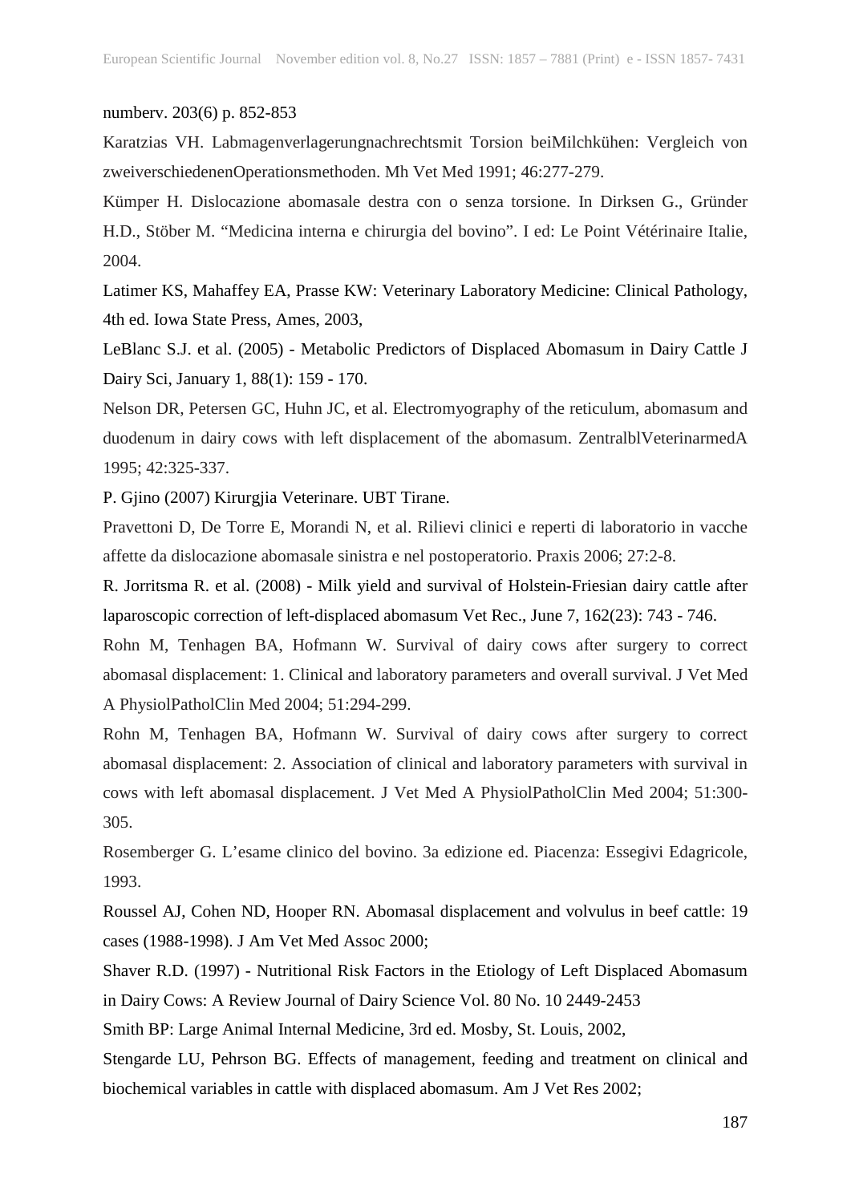numberv. 203(6) p. 852-853

Karatzias VH. Labmagenverlagerungnachrechtsmit Torsion beiMilchkühen: Vergleich von zweiverschiedenenOperationsmethoden. Mh Vet Med 1991; 46:277-279.

Kümper H. Dislocazione abomasale destra con o senza torsione. In Dirksen G., Gründer H.D., Stöber M. "Medicina interna e chirurgia del bovino". I ed: Le Point Vétérinaire Italie, 2004.

Latimer KS, Mahaffey EA, Prasse KW: Veterinary Laboratory Medicine: Clinical Pathology, 4th ed. Iowa State Press, Ames, 2003,

LeBlanc S.J. et al. (2005) - Metabolic Predictors of Displaced Abomasum in Dairy Cattle J Dairy Sci, January 1, 88(1): 159 - 170.

Nelson DR, Petersen GC, Huhn JC, et al. Electromyography of the reticulum, abomasum and duodenum in dairy cows with left displacement of the abomasum. ZentralblVeterinarmedA 1995; 42:325-337.

P. Gjino (2007) Kirurgjia Veterinare. UBT Tirane.

Pravettoni D, De Torre E, Morandi N, et al. Rilievi clinici e reperti di laboratorio in vacche affette da dislocazione abomasale sinistra e nel postoperatorio. Praxis 2006; 27:2-8.

R. Jorritsma R. et al. (2008) - Milk yield and survival of Holstein-Friesian dairy cattle after laparoscopic correction of left-displaced abomasum Vet Rec., June 7, 162(23): 743 - 746.

Rohn M, Tenhagen BA, Hofmann W. Survival of dairy cows after surgery to correct abomasal displacement: 1. Clinical and laboratory parameters and overall survival. J Vet Med A PhysiolPatholClin Med 2004; 51:294-299.

Rohn M, Tenhagen BA, Hofmann W. Survival of dairy cows after surgery to correct abomasal displacement: 2. Association of clinical and laboratory parameters with survival in cows with left abomasal displacement. J Vet Med A PhysiolPatholClin Med 2004; 51:300-305.

Rosemberger G. L'esame clinico del bovino. 3a edizione ed. Piacenza: Essegivi Edagricole, 1993.

Roussel AJ, Cohen ND, Hooper RN. Abomasal displacement and volvulus in beef cattle: 19 cases (1988-1998). J Am Vet Med Assoc 2000;

Shaver R.D. (1997) - Nutritional Risk Factors in the Etiology of Left Displaced Abomasum in Dairy Cows: A Review Journal of Dairy Science Vol. 80 No. 10 2449-2453

Smith BP: Large Animal Internal Medicine, 3rd ed. Mosby, St. Louis, 2002,

Stengarde LU, Pehrson BG. Effects of management, feeding and treatment on clinical and biochemical variables in cattle with displaced abomasum. Am J Vet Res 2002;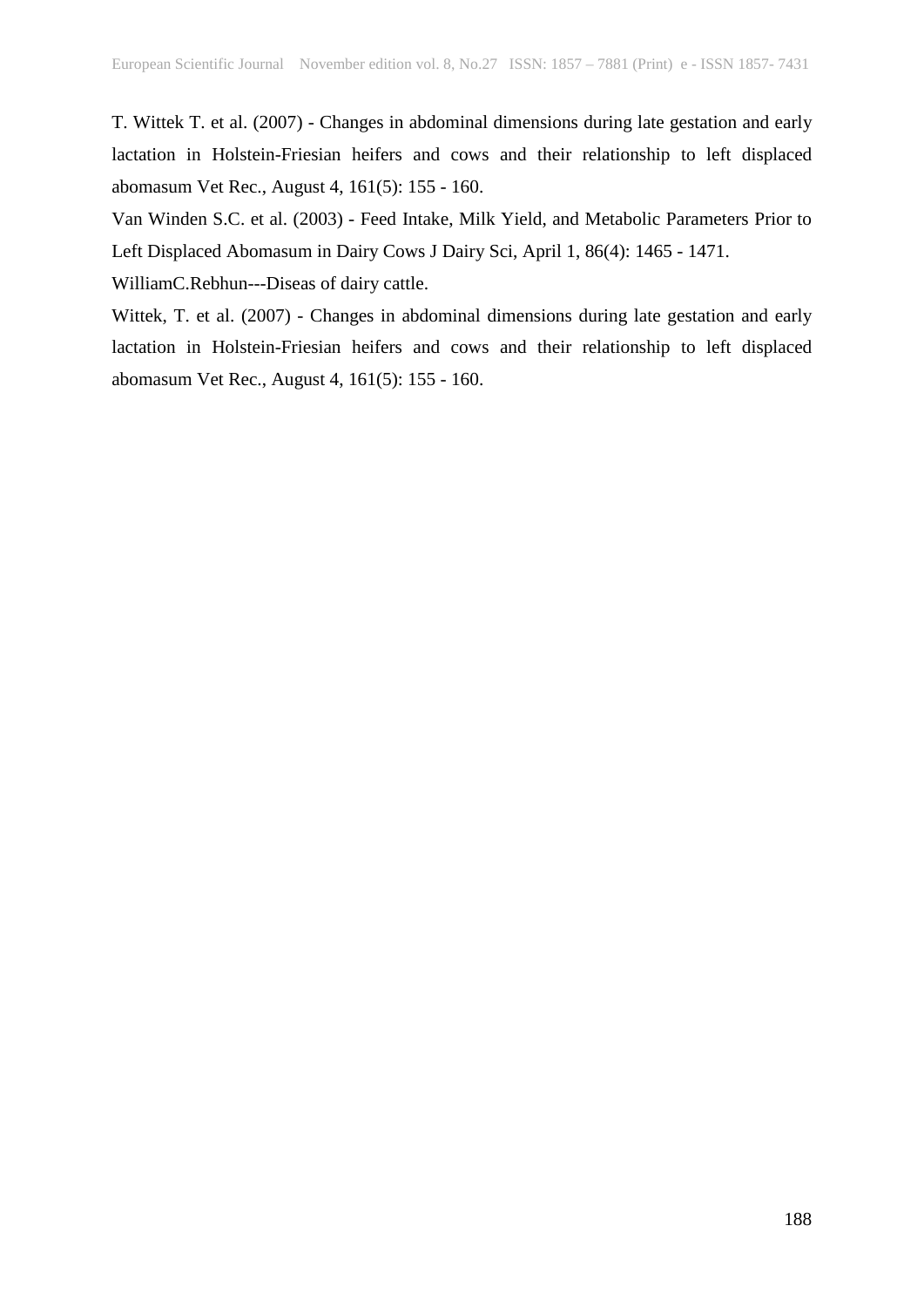T. Wittek T. et al. (2007) - Changes in abdominal dimensions during late gestation and early lactation in Holstein-Friesian heifers and cows and their relationship to left displaced abomasum Vet Rec., August 4, 161(5): 155 - 160.

Van Winden S.C. et al. (2003) - Feed Intake, Milk Yield, and Metabolic Parameters Prior to Left Displaced Abomasum in Dairy Cows J Dairy Sci, April 1, 86(4): 1465 - 1471.

WilliamC.Rebhun---Diseas of dairy cattle.

Wittek, T. et al. (2007) - Changes in abdominal dimensions during late gestation and early lactation in Holstein-Friesian heifers and cows and their relationship to left displaced abomasum Vet Rec., August 4, 161(5): 155 - 160.